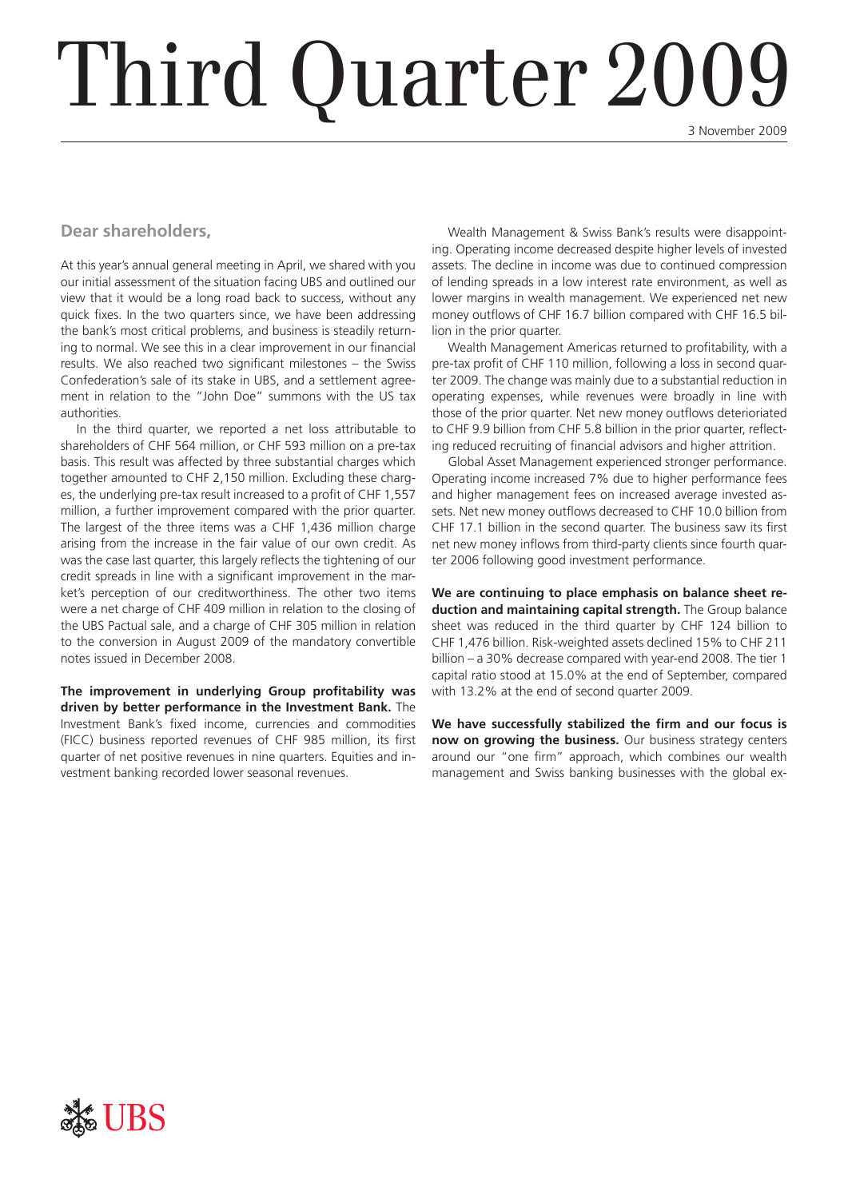# Third Quarter 2009

3 November 2009

## Dear shareholders,

At this year's annual general meeting in April, we shared with you our initial assessment of the situation facing UBS and outlined our view that it would be a long road back to success, without any quick fixes. In the two quarters since, we have been addressing the bank's most critical problems, and business is steadily returning to normal. We see this in a clear improvement in our financial results. We also reached two significant milestones – the Swiss Confederation's sale of its stake in UBS, and a settlement agreement in relation to the "John Doe" summons with the US tax authorities.

In the third quarter, we reported a net loss attributable to shareholders of CHF 564 million, or CHF 593 million on a pre-tax basis. This result was affected by three substantial charges which together amounted to CHF 2,150 million. Excluding these charges, the underlying pre-tax result increased to a profit of CHF 1,557 million, a further improvement compared with the prior quarter. The largest of the three items was a CHF 1,436 million charge arising from the increase in the fair value of our own credit. As was the case last quarter, this largely reflects the tightening of our credit spreads in line with a significant improvement in the market's perception of our creditworthiness. The other two items were a net charge of CHF 409 million in relation to the closing of the UBS Pactual sale, and a charge of CHF 305 million in relation to the conversion in August 2009 of the mandatory convertible notes issued in December 2008.

**The improvement in underlying Group profitability was driven by better performance in the Investment Bank.** The Investment Bank's fixed income, currencies and commodities (FICC) business reported revenues of CHF 985 million, its first quarter of net positive revenues in nine quarters. Equities and investment banking recorded lower seasonal revenues.

Wealth Management & Swiss Bank's results were disappointing. Operating income decreased despite higher levels of invested assets. The decline in income was due to continued compression of lending spreads in a low interest rate environment, as well as lower margins in wealth management. We experienced net new money outflows of CHF 16.7 billion compared with CHF 16.5 billion in the prior quarter.

Wealth Management Americas returned to profitability, with a pre-tax profit of CHF 110 million, following a loss in second quarter 2009. The change was mainly due to a substantial reduction in operating expenses, while revenues were broadly in line with those of the prior quarter. Net new money outflows deteriorated to CHF 9.9 billion from CHF 5.8 billion in the prior quarter, reflecting reduced recruiting of financial advisors and higher attrition.

Global Asset Management experienced stronger performance. Operating income increased 7% due to higher performance fees and higher management fees on increased average invested assets. Net new money outflows decreased to CHF 10.0 billion from CHF 17.1 billion in the second quarter. The business saw its first net new money inflows from third-party clients since fourth quarter 2006 following good investment performance.

**We are continuing to place emphasis on balance sheet reduction and maintaining capital strength.** The Group balance sheet was reduced in the third quarter by CHF 124 billion to CHF 1,476 billion. Risk-weighted assets declined 15% to CHF 211 billion – a 30% decrease compared with year-end 2008. The tier 1 capital ratio stood at 15.0% at the end of September, compared with 13.2% at the end of second quarter 2009.

**We have successfully stabilized the firm and our focus is now on growing the business.** Our business strategy centers around our "one firm" approach, which combines our wealth management and Swiss banking businesses with the global ex-

UBS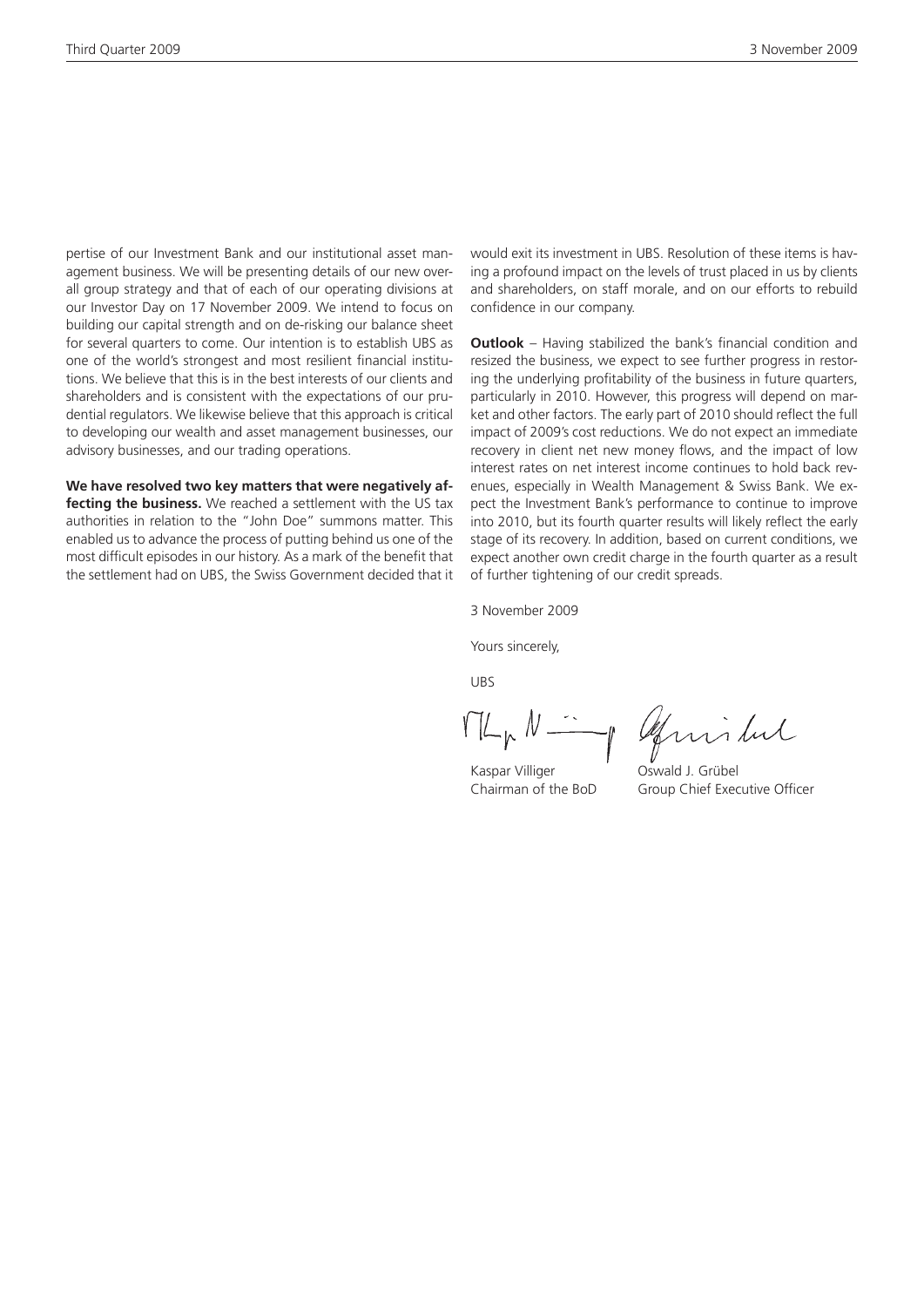pertise of our Investment Bank and our institutional asset management business. We will be presenting details of our new overall group strategy and that of each of our operating divisions at our Investor Day on 17 November 2009. We intend to focus on building our capital strength and on de-risking our balance sheet for several quarters to come. Our intention is to establish UBS as one of the world's strongest and most resilient financial institutions. We believe that this is in the best interests of our clients and shareholders and is consistent with the expectations of our prudential regulators. We likewise believe that this approach is critical to developing our wealth and asset management businesses, our advisory businesses, and our trading operations.

**We have resolved two key matters that were negatively affecting the business.** We reached a settlement with the US tax authorities in relation to the "John Doe" summons matter. This enabled us to advance the process of putting behind us one of the most difficult episodes in our history. As a mark of the benefit that the settlement had on UBS, the Swiss Government decided that it would exit its investment in UBS. Resolution of these items is having a profound impact on the levels of trust placed in us by clients and shareholders, on staff morale, and on our efforts to rebuild confidence in our company.

**Outlook** – Having stabilized the bank's financial condition and resized the business, we expect to see further progress in restoring the underlying profitability of the business in future quarters, particularly in 2010. However, this progress will depend on market and other factors. The early part of 2010 should reflect the full impact of 2009's cost reductions. We do not expect an immediate recovery in client net new money flows, and the impact of low interest rates on net interest income continues to hold back revenues, especially in Wealth Management & Swiss Bank. We expect the Investment Bank's performance to continue to improve into 2010, but its fourth quarter results will likely reflect the early stage of its recovery. In addition, based on current conditions, we expect another own credit charge in the fourth quarter as a result of further tightening of our credit spreads.

3 November 2009

Yours sincerely,

UBS

Kaspar Villiger
Chairman of the BoD

Oswald J. Grübel
Group Chief Executive Officer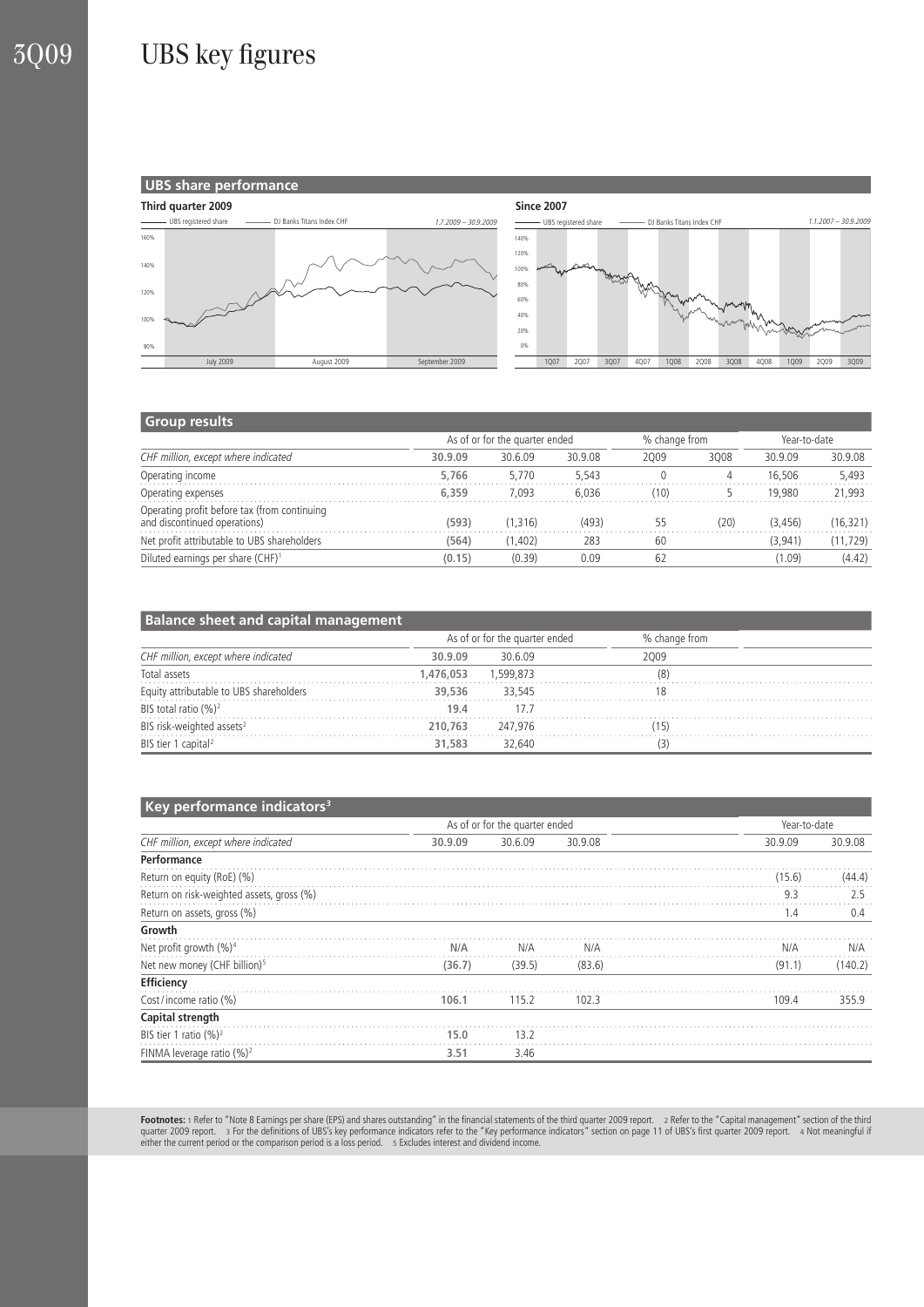# UBS key figures

## UBS share performance

**Third quarter 2009** — UBS registered share; DJ Banks Titans Index CHF — *1.7.2009 – 30.9.2009*

**Since 2007** — UBS registered share; DJ Banks Titans Index CHF — *1.1.2007 – 30.9.2009*

## Group results

| CHF million, except where indicated | As of or for the quarter ended | | | % change from | | Year-to-date | |
|---|---|---|---|---|---|---|---|
| | **30.9.09** | 30.6.09 | 30.9.08 | 2Q09 | 3Q08 | 30.9.09 | 30.9.08 |
| Operating income | **5,766** | 5,770 | 5,543 | 0 | 4 | 16,506 | 5,493 |
| Operating expenses | **6,359** | 7,093 | 6,036 | (10) | 5 | 19,980 | 21,993 |
| Operating profit before tax (from continuing and discontinued operations) | **(593)** | (1,316) | (493) | 55 | (20) | (3,456) | (16,321) |
| Net profit attributable to UBS shareholders | **(564)** | (1,402) | 283 | 60 | | (3,941) | (11,729) |
| Diluted earnings per share (CHF)[1] | **(0.15)** | (0.39) | 0.09 | 62 | | (1.09) | (4.42) |

## Balance sheet and capital management

| CHF million, except where indicated | As of or for the quarter ended | | % change from |
|---|---|---|---|
| | **30.9.09** | 30.6.09 | 2Q09 |
| Total assets | **1,476,053** | 1,599,873 | (8) |
| Equity attributable to UBS shareholders | **39,536** | 33,545 | 18 |
| BIS total ratio (%)[2] | **19.4** | 17.7 | |
| BIS risk-weighted assets[2] | **210,763** | 247,976 | (15) |
| BIS tier 1 capital[2] | **31,583** | 32,640 | (3) |

## Key performance indicators[3]

| CHF million, except where indicated | As of or for the quarter ended | | | Year-to-date | |
|---|---|---|---|---|---|
| | **30.9.09** | 30.6.09 | 30.9.08 | 30.9.09 | 30.9.08 |
| **Performance** | | | | | |
| Return on equity (RoE) (%) | | | | (15.6) | (44.4) |
| Return on risk-weighted assets, gross (%) | | | | 9.3 | 2.5 |
| Return on assets, gross (%) | | | | 1.4 | 0.4 |
| **Growth** | | | | | |
| Net profit growth (%)[4] | **N/A** | N/A | N/A | N/A | N/A |
| Net new money (CHF billion)[5] | **(36.7)** | (39.5) | (83.6) | (91.1) | (140.2) |
| **Efficiency** | | | | | |
| Cost / income ratio (%) | **106.1** | 115.2 | 102.3 | 109.4 | 355.9 |
| **Capital strength** | | | | | |
| BIS tier 1 ratio (%)[2] | **15.0** | 13.2 | | | |
| FINMA leverage ratio (%)[2] | **3.51** | 3.46 | | | |

**Footnotes:** 1 Refer to "Note 8 Earnings per share (EPS) and shares outstanding" in the financial statements of the third quarter 2009 report. 2 Refer to the "Capital management" section of the third quarter 2009 report. 3 For the definitions of UBS's key performance indicators refer to the "Key performance indicators" section on page 11 of UBS's first quarter 2009 report. 4 Not meaningful if either the current period or the comparison period is a loss period. 5 Excludes interest and dividend income.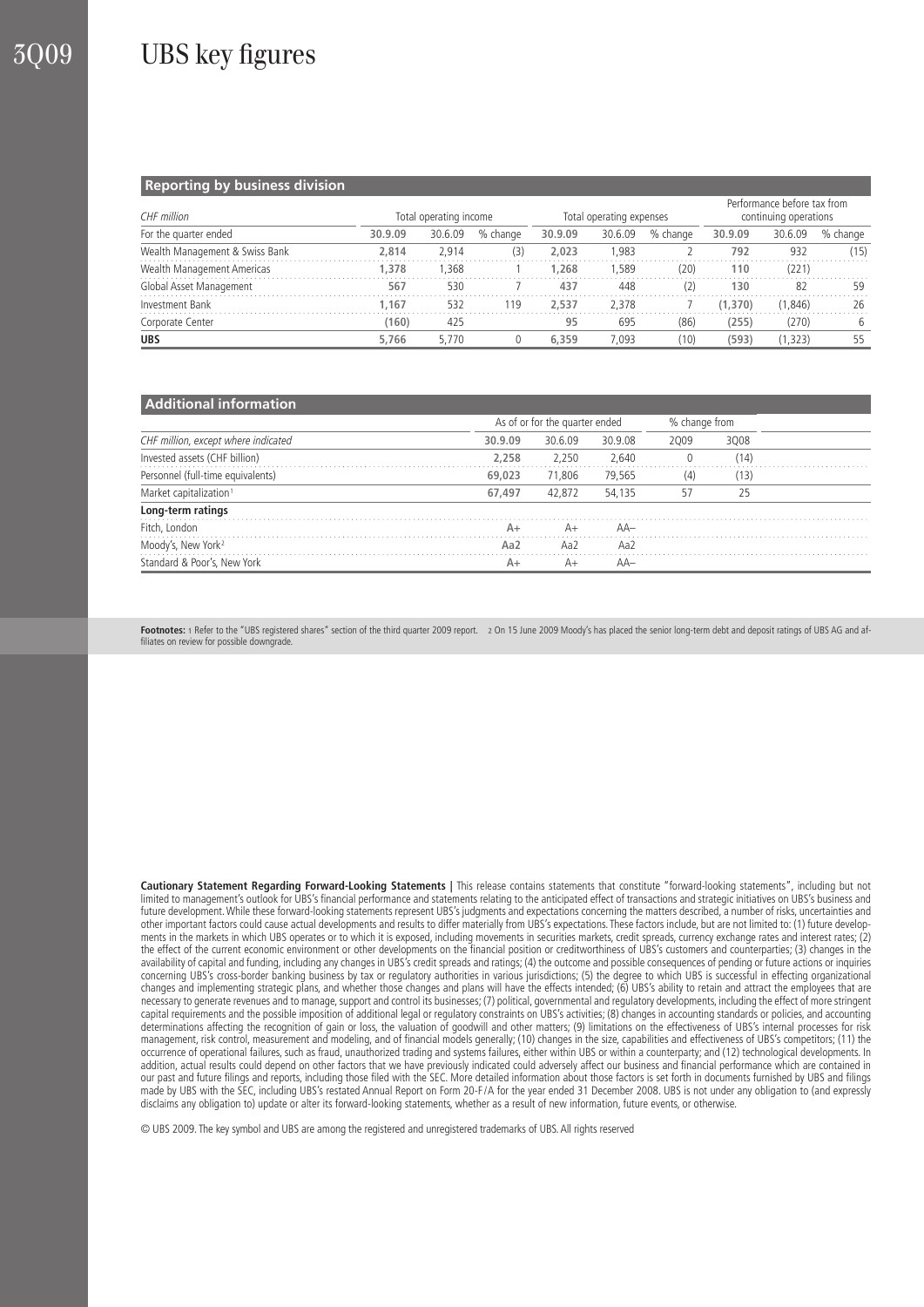# UBS key figures

## Reporting by business division

| CHF million | Total operating income | | | Total operating expenses | | | Performance before tax from continuing operations | | |
|---|---|---|---|---|---|---|---|---|---|
| For the quarter ended | 30.9.09 | 30.6.09 | % change | 30.9.09 | 30.6.09 | % change | 30.9.09 | 30.6.09 | % change |
| Wealth Management & Swiss Bank | 2,814 | 2,914 | (3) | 2,023 | 1,983 | 2 | 792 | 932 | (15) |
| Wealth Management Americas | 1,378 | 1,368 | 1 | 1,268 | 1,589 | (20) | 110 | (221) | |
| Global Asset Management | 567 | 530 | 7 | 437 | 448 | (2) | 130 | 82 | 59 |
| Investment Bank | 1,167 | 532 | 119 | 2,537 | 2,378 | 7 | (1,370) | (1,846) | 26 |
| Corporate Center | (160) | 425 | | 95 | 695 | (86) | (255) | (270) | 6 |
| **UBS** | 5,766 | 5,770 | 0 | 6,359 | 7,093 | (10) | (593) | (1,323) | 55 |

## Additional information

| CHF million, except where indicated | As of or for the quarter ended | | | % change from | |
|---|---|---|---|---|---|
| | 30.9.09 | 30.6.09 | 30.9.08 | 2Q09 | 3Q08 |
| Invested assets (CHF billion) | 2,258 | 2,250 | 2,640 | 0 | (14) |
| Personnel (full-time equivalents) | 69,023 | 71,806 | 79,565 | (4) | (13) |
| Market capitalization[1] | 67,497 | 42,872 | 54,135 | 57 | 25 |
| **Long-term ratings** | | | | | |
| Fitch, London | A+ | A+ | AA– | | |
| Moody's, New York[2] | Aa2 | Aa2 | Aa2 | | |
| Standard & Poor's, New York | A+ | A+ | AA– | | |

**Footnotes:** 1 Refer to the "UBS registered shares" section of the third quarter 2009 report. 2 On 15 June 2009 Moody's has placed the senior long-term debt and deposit ratings of UBS AG and affiliates on review for possible downgrade.

**Cautionary Statement Regarding Forward-Looking Statements |** This release contains statements that constitute "forward-looking statements", including but not limited to management's outlook for UBS's financial performance and statements relating to the anticipated effect of transactions and strategic initiatives on UBS's business and future development. While these forward-looking statements represent UBS's judgments and expectations concerning the matters described, a number of risks, uncertainties and other important factors could cause actual developments and results to differ materially from UBS's expectations. These factors include, but are not limited to: (1) future developments in the markets in which UBS operates or to which it is exposed, including movements in securities markets, credit spreads, currency exchange rates and interest rates; (2) the effect of the current economic environment or other developments on the financial position or creditworthiness of UBS's customers and counterparties; (3) changes in the availability of capital and funding, including any changes in UBS's credit spreads and ratings; (4) the outcome and possible consequences of pending or future actions or inquiries concerning UBS's cross-border banking business by tax or regulatory authorities in various jurisdictions; (5) the degree to which UBS is successful in effecting organizational changes and implementing strategic plans, and whether those changes and plans will have the effects intended; (6) UBS's ability to retain and attract the employees that are necessary to generate revenues and to manage, support and control its businesses; (7) political, governmental and regulatory developments, including the effect of more stringent capital requirements and the possible imposition of additional legal or regulatory constraints on UBS's activities; (8) changes in accounting standards or policies, and accounting determinations affecting the recognition of gain or loss, the valuation of goodwill and other matters; (9) limitations on the effectiveness of UBS's internal processes for risk management, risk control, measurement and modeling, and of financial models generally; (10) changes in the size, capabilities and effectiveness of UBS's competitors; (11) the occurrence of operational failures, such as fraud, unauthorized trading and systems failures, either within UBS or within a counterparty; and (12) technological developments. In addition, actual results could depend on other factors that we have previously indicated could adversely affect our business and financial performance which are contained in our past and future filings and reports, including those filed with the SEC. More detailed information about those factors is set forth in documents furnished by UBS and filings made by UBS with the SEC, including UBS's restated Annual Report on Form 20-F/A for the year ended 31 December 2008. UBS is not under any obligation to (and expressly disclaims any obligation to) update or alter its forward-looking statements, whether as a result of new information, future events, or otherwise.

© UBS 2009. The key symbol and UBS are among the registered and unregistered trademarks of UBS. All rights reserved